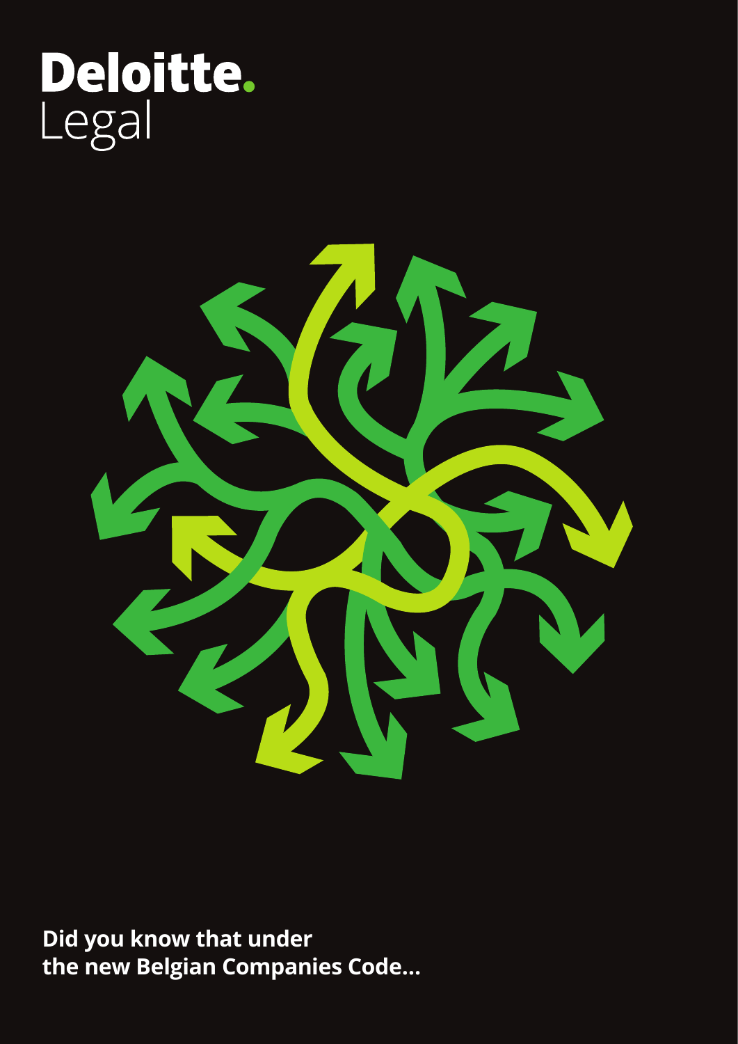Deloitte.
Legal

**Did you know that under the new Belgian Companies Code...**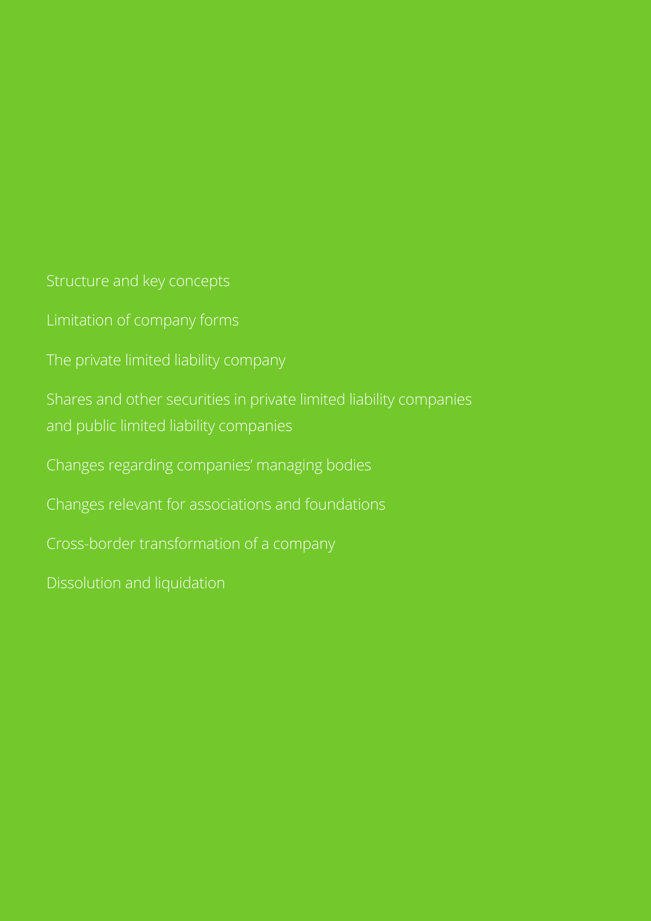Structure and key concepts

Limitation of company forms

The private limited liability company

Shares and other securities in private limited liability companies and public limited liability companies

Changes regarding companies' managing bodies

Changes relevant for associations and foundations

Cross-border transformation of a company

Dissolution and liquidation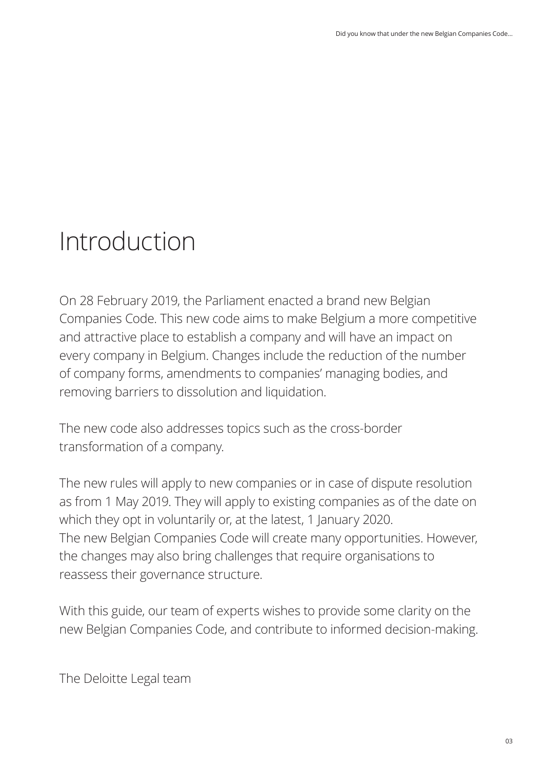# Introduction

On 28 February 2019, the Parliament enacted a brand new Belgian Companies Code. This new code aims to make Belgium a more competitive and attractive place to establish a company and will have an impact on every company in Belgium. Changes include the reduction of the number of company forms, amendments to companies' managing bodies, and removing barriers to dissolution and liquidation.

The new code also addresses topics such as the cross-border transformation of a company.

The new rules will apply to new companies or in case of dispute resolution as from 1 May 2019. They will apply to existing companies as of the date on which they opt in voluntarily or, at the latest, 1 January 2020.
The new Belgian Companies Code will create many opportunities. However, the changes may also bring challenges that require organisations to reassess their governance structure.

With this guide, our team of experts wishes to provide some clarity on the new Belgian Companies Code, and contribute to informed decision-making.

The Deloitte Legal team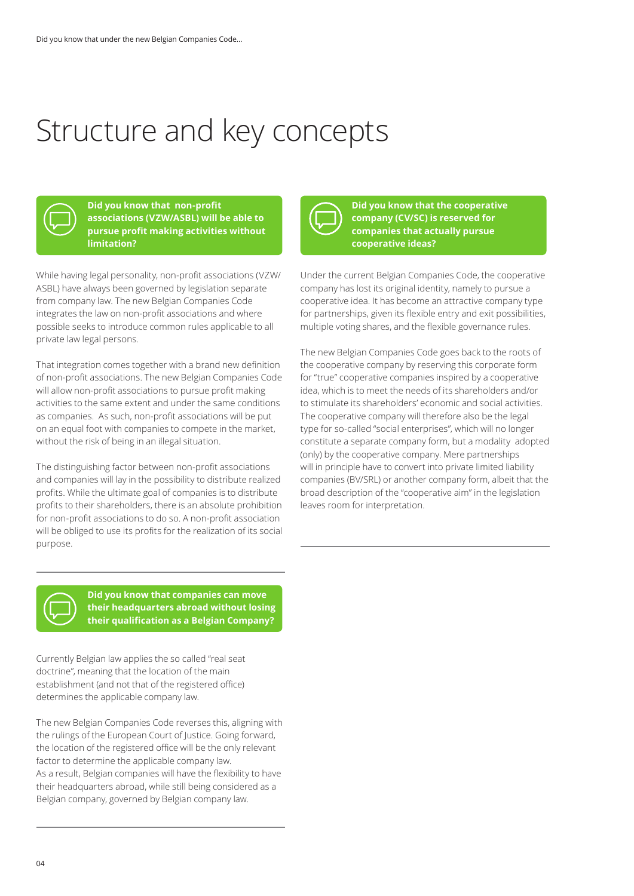# Structure and key concepts

**Did you know that non-profit associations (VZW/ASBL) will be able to pursue profit making activities without limitation?**

While having legal personality, non-profit associations (VZW/ASBL) have always been governed by legislation separate from company law. The new Belgian Companies Code integrates the law on non-profit associations and where possible seeks to introduce common rules applicable to all private law legal persons.

That integration comes together with a brand new definition of non-profit associations. The new Belgian Companies Code will allow non-profit associations to pursue profit making activities to the same extent and under the same conditions as companies. As such, non-profit associations will be put on an equal foot with companies to compete in the market, without the risk of being in an illegal situation.

The distinguishing factor between non-profit associations and companies will lay in the possibility to distribute realized profits. While the ultimate goal of companies is to distribute profits to their shareholders, there is an absolute prohibition for non-profit associations to do so. A non-profit association will be obliged to use its profits for the realization of its social purpose.

**Did you know that companies can move their headquarters abroad without losing their qualification as a Belgian Company?**

Currently Belgian law applies the so called "real seat doctrine", meaning that the location of the main establishment (and not that of the registered office) determines the applicable company law.

The new Belgian Companies Code reverses this, aligning with the rulings of the European Court of Justice. Going forward, the location of the registered office will be the only relevant factor to determine the applicable company law.
As a result, Belgian companies will have the flexibility to have their headquarters abroad, while still being considered as a Belgian company, governed by Belgian company law.

**Did you know that the cooperative company (CV/SC) is reserved for companies that actually pursue cooperative ideas?**

Under the current Belgian Companies Code, the cooperative company has lost its original identity, namely to pursue a cooperative idea. It has become an attractive company type for partnerships, given its flexible entry and exit possibilities, multiple voting shares, and the flexible governance rules.

The new Belgian Companies Code goes back to the roots of the cooperative company by reserving this corporate form for "true" cooperative companies inspired by a cooperative idea, which is to meet the needs of its shareholders and/or to stimulate its shareholders' economic and social activities. The cooperative company will therefore also be the legal type for so-called "social enterprises", which will no longer constitute a separate company form, but a modality adopted (only) by the cooperative company. Mere partnerships will in principle have to convert into private limited liability companies (BV/SRL) or another company form, albeit that the broad description of the "cooperative aim" in the legislation leaves room for interpretation.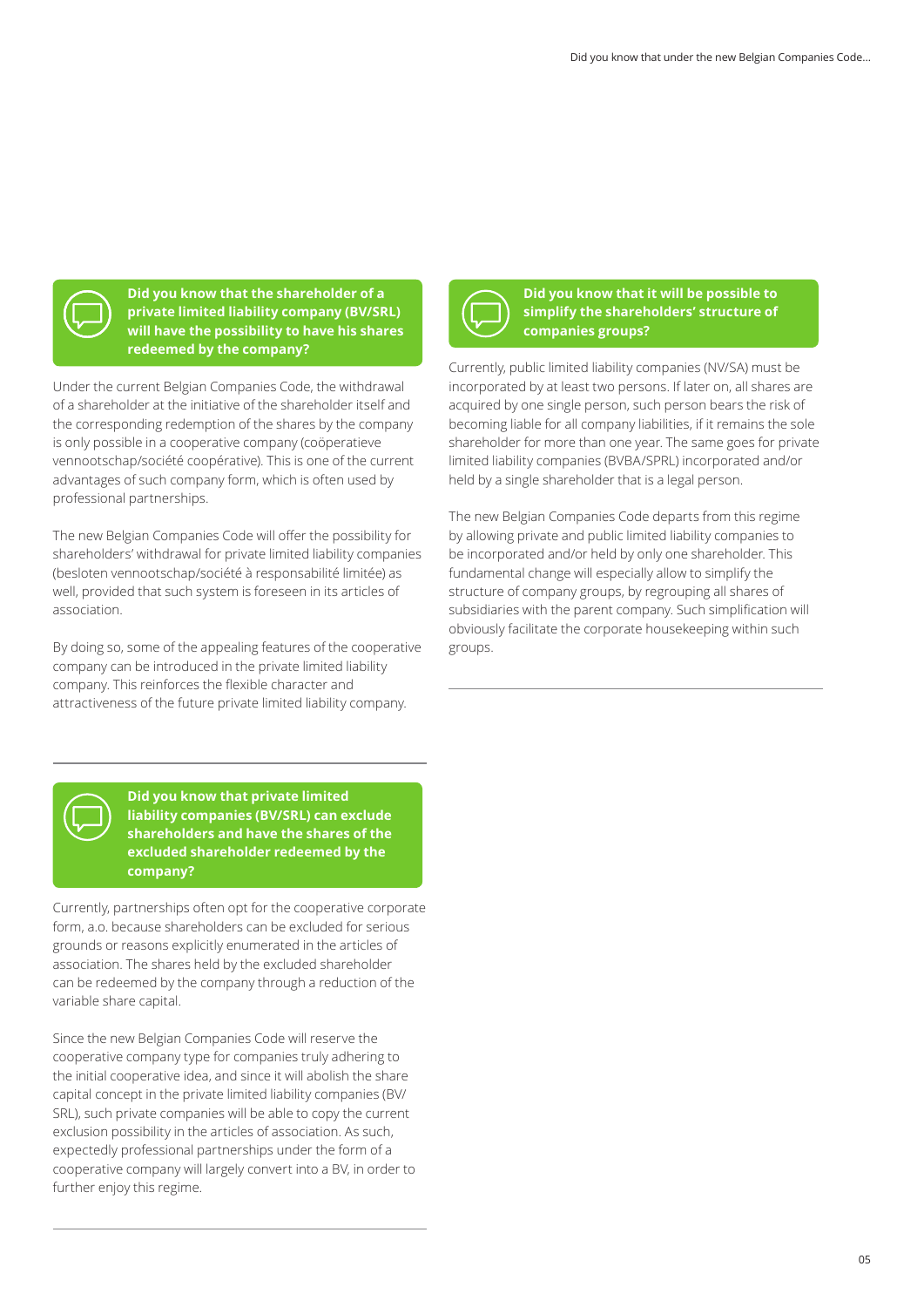### Did you know that the shareholder of a private limited liability company (BV/SRL) will have the possibility to have his shares redeemed by the company?

Under the current Belgian Companies Code, the withdrawal of a shareholder at the initiative of the shareholder itself and the corresponding redemption of the shares by the company is only possible in a cooperative company (coöperatieve vennootschap/société coopérative). This is one of the current advantages of such company form, which is often used by professional partnerships.

The new Belgian Companies Code will offer the possibility for shareholders' withdrawal for private limited liability companies (besloten vennootschap/société à responsabilité limitée) as well, provided that such system is foreseen in its articles of association.

By doing so, some of the appealing features of the cooperative company can be introduced in the private limited liability company. This reinforces the flexible character and attractiveness of the future private limited liability company.

### Did you know that private limited liability companies (BV/SRL) can exclude shareholders and have the shares of the excluded shareholder redeemed by the company?

Currently, partnerships often opt for the cooperative corporate form, a.o. because shareholders can be excluded for serious grounds or reasons explicitly enumerated in the articles of association. The shares held by the excluded shareholder can be redeemed by the company through a reduction of the variable share capital.

Since the new Belgian Companies Code will reserve the cooperative company type for companies truly adhering to the initial cooperative idea, and since it will abolish the share capital concept in the private limited liability companies (BV/SRL), such private companies will be able to copy the current exclusion possibility in the articles of association. As such, expectedly professional partnerships under the form of a cooperative company will largely convert into a BV, in order to further enjoy this regime.

### Did you know that it will be possible to simplify the shareholders' structure of companies groups?

Currently, public limited liability companies (NV/SA) must be incorporated by at least two persons. If later on, all shares are acquired by one single person, such person bears the risk of becoming liable for all company liabilities, if it remains the sole shareholder for more than one year. The same goes for private limited liability companies (BVBA/SPRL) incorporated and/or held by a single shareholder that is a legal person.

The new Belgian Companies Code departs from this regime by allowing private and public limited liability companies to be incorporated and/or held by only one shareholder. This fundamental change will especially allow to simplify the structure of company groups, by regrouping all shares of subsidiaries with the parent company. Such simplification will obviously facilitate the corporate housekeeping within such groups.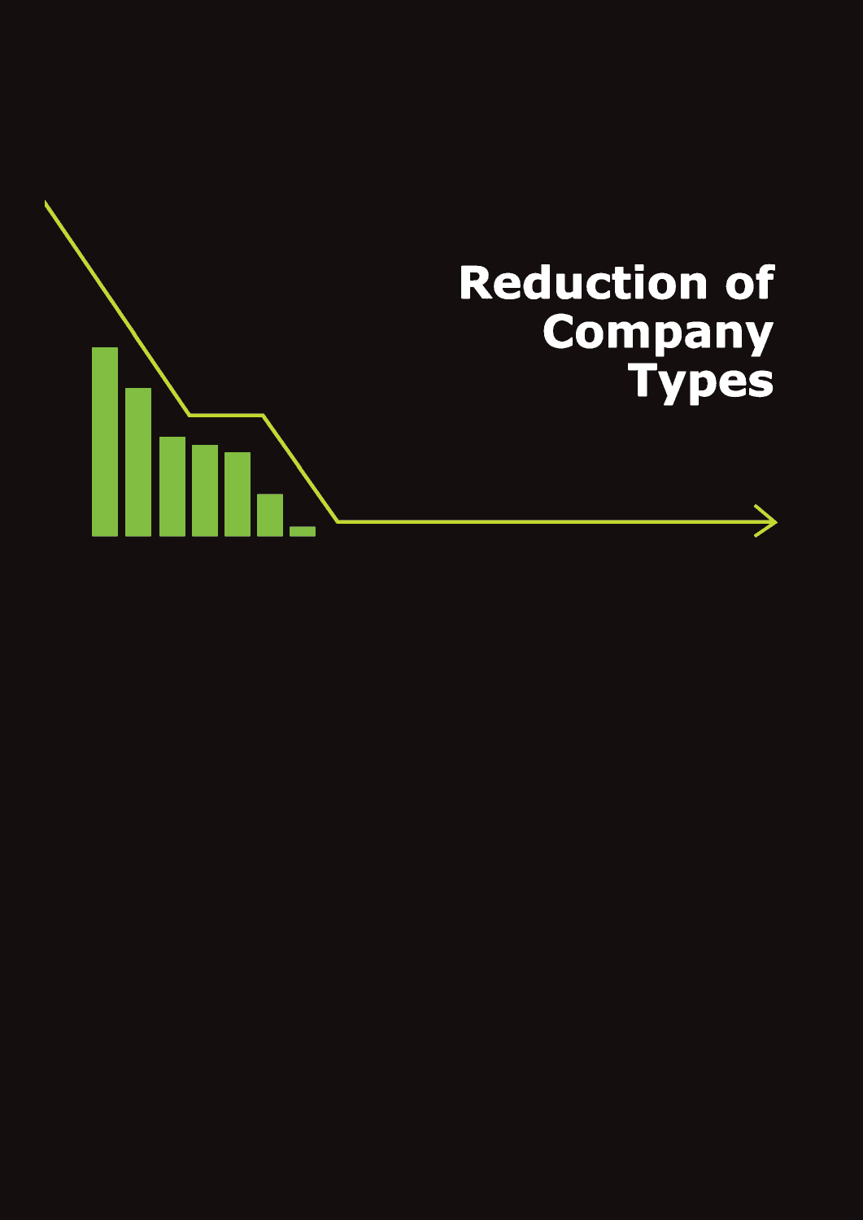# Reduction of Company Types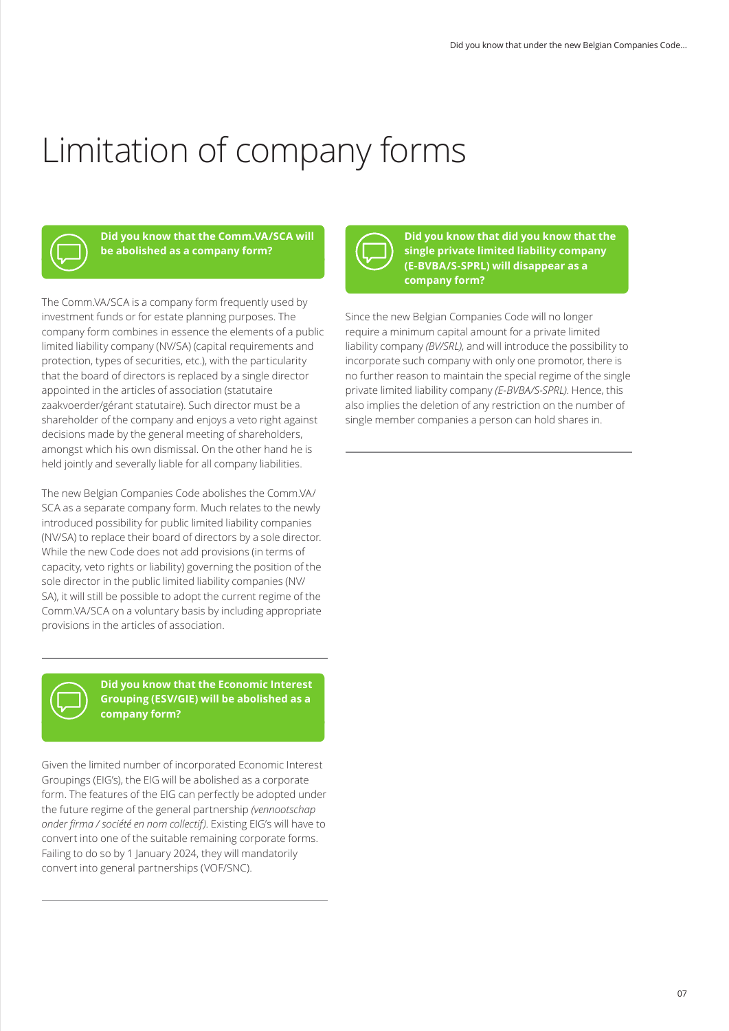# Limitation of company forms

### Did you know that the Comm.VA/SCA will be abolished as a company form?

The Comm.VA/SCA is a company form frequently used by investment funds or for estate planning purposes. The company form combines in essence the elements of a public limited liability company (NV/SA) (capital requirements and protection, types of securities, etc.), with the particularity that the board of directors is replaced by a single director appointed in the articles of association (statutaire zaakvoerder/gérant statutaire). Such director must be a shareholder of the company and enjoys a veto right against decisions made by the general meeting of shareholders, amongst which his own dismissal. On the other hand he is held jointly and severally liable for all company liabilities.

The new Belgian Companies Code abolishes the Comm.VA/SCA as a separate company form. Much relates to the newly introduced possibility for public limited liability companies (NV/SA) to replace their board of directors by a sole director. While the new Code does not add provisions (in terms of capacity, veto rights or liability) governing the position of the sole director in the public limited liability companies (NV/SA), it will still be possible to adopt the current regime of the Comm.VA/SCA on a voluntary basis by including appropriate provisions in the articles of association.

### Did you know that the Economic Interest Grouping (ESV/GIE) will be abolished as a company form?

Given the limited number of incorporated Economic Interest Groupings (EIG's), the EIG will be abolished as a corporate form. The features of the EIG can perfectly be adopted under the future regime of the general partnership *(vennootschap onder firma / société en nom collectif)*. Existing EIG's will have to convert into one of the suitable remaining corporate forms. Failing to do so by 1 January 2024, they will mandatorily convert into general partnerships (VOF/SNC).

### Did you know that did you know that the single private limited liability company (E-BVBA/S-SPRL) will disappear as a company form?

Since the new Belgian Companies Code will no longer require a minimum capital amount for a private limited liability company *(BV/SRL)*, and will introduce the possibility to incorporate such company with only one promotor, there is no further reason to maintain the special regime of the single private limited liability company *(E-BVBA/S-SPRL)*. Hence, this also implies the deletion of any restriction on the number of single member companies a person can hold shares in.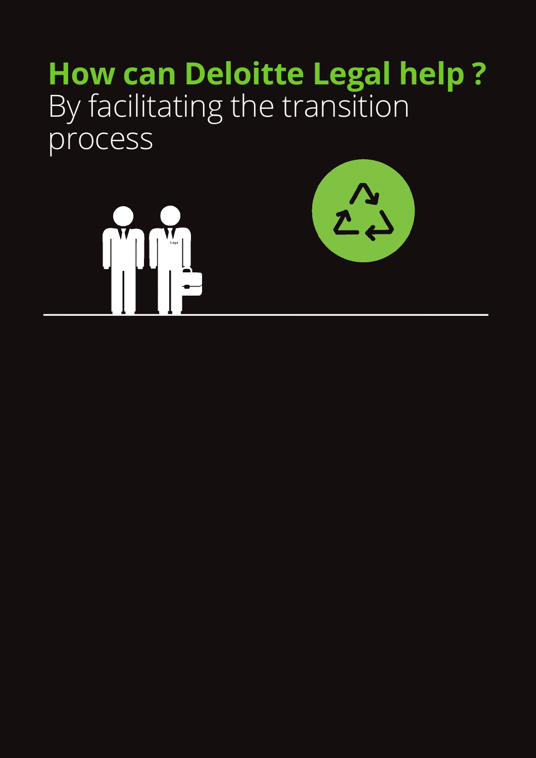# How can Deloitte Legal help ?

By facilitating the transition process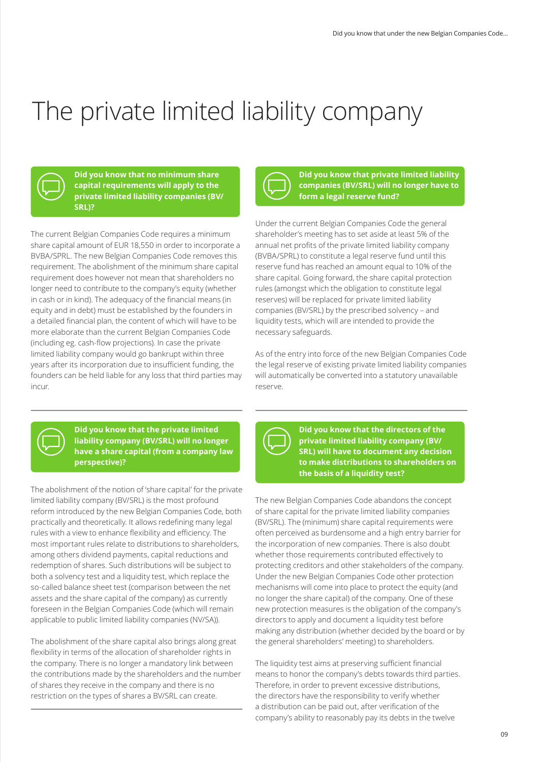# The private limited liability company

**Did you know that no minimum share capital requirements will apply to the private limited liability companies (BV/SRL)?**

The current Belgian Companies Code requires a minimum share capital amount of EUR 18,550 in order to incorporate a BVBA/SPRL. The new Belgian Companies Code removes this requirement. The abolishment of the minimum share capital requirement does however not mean that shareholders no longer need to contribute to the company's equity (whether in cash or in kind). The adequacy of the financial means (in equity and in debt) must be established by the founders in a detailed financial plan, the content of which will have to be more elaborate than the current Belgian Companies Code (including eg. cash-flow projections). In case the private limited liability company would go bankrupt within three years after its incorporation due to insufficient funding, the founders can be held liable for any loss that third parties may incur.

**Did you know that the private limited liability company (BV/SRL) will no longer have a share capital (from a company law perspective)?**

The abolishment of the notion of 'share capital' for the private limited liability company (BV/SRL) is the most profound reform introduced by the new Belgian Companies Code, both practically and theoretically. It allows redefining many legal rules with a view to enhance flexibility and efficiency. The most important rules relate to distributions to shareholders, among others dividend payments, capital reductions and redemption of shares. Such distributions will be subject to both a solvency test and a liquidity test, which replace the so-called balance sheet test (comparison between the net assets and the share capital of the company) as currently foreseen in the Belgian Companies Code (which will remain applicable to public limited liability companies (NV/SA)).

The abolishment of the share capital also brings along great flexibility in terms of the allocation of shareholder rights in the company. There is no longer a mandatory link between the contributions made by the shareholders and the number of shares they receive in the company and there is no restriction on the types of shares a BV/SRL can create.

**Did you know that private limited liability companies (BV/SRL) will no longer have to form a legal reserve fund?**

Under the current Belgian Companies Code the general shareholder's meeting has to set aside at least 5% of the annual net profits of the private limited liability company (BVBA/SPRL) to constitute a legal reserve fund until this reserve fund has reached an amount equal to 10% of the share capital. Going forward, the share capital protection rules (amongst which the obligation to constitute legal reserves) will be replaced for private limited liability companies (BV/SRL) by the prescribed solvency – and liquidity tests, which will are intended to provide the necessary safeguards.

As of the entry into force of the new Belgian Companies Code the legal reserve of existing private limited liability companies will automatically be converted into a statutory unavailable reserve.

**Did you know that the directors of the private limited liability company (BV/SRL) will have to document any decision to make distributions to shareholders on the basis of a liquidity test?**

The new Belgian Companies Code abandons the concept of share capital for the private limited liability companies (BV/SRL). The (minimum) share capital requirements were often perceived as burdensome and a high entry barrier for the incorporation of new companies. There is also doubt whether those requirements contributed effectively to protecting creditors and other stakeholders of the company. Under the new Belgian Companies Code other protection mechanisms will come into place to protect the equity (and no longer the share capital) of the company. One of these new protection measures is the obligation of the company's directors to apply and document a liquidity test before making any distribution (whether decided by the board or by the general shareholders' meeting) to shareholders.

The liquidity test aims at preserving sufficient financial means to honor the company's debts towards third parties. Therefore, in order to prevent excessive distributions, the directors have the responsibility to verify whether a distribution can be paid out, after verification of the company's ability to reasonably pay its debts in the twelve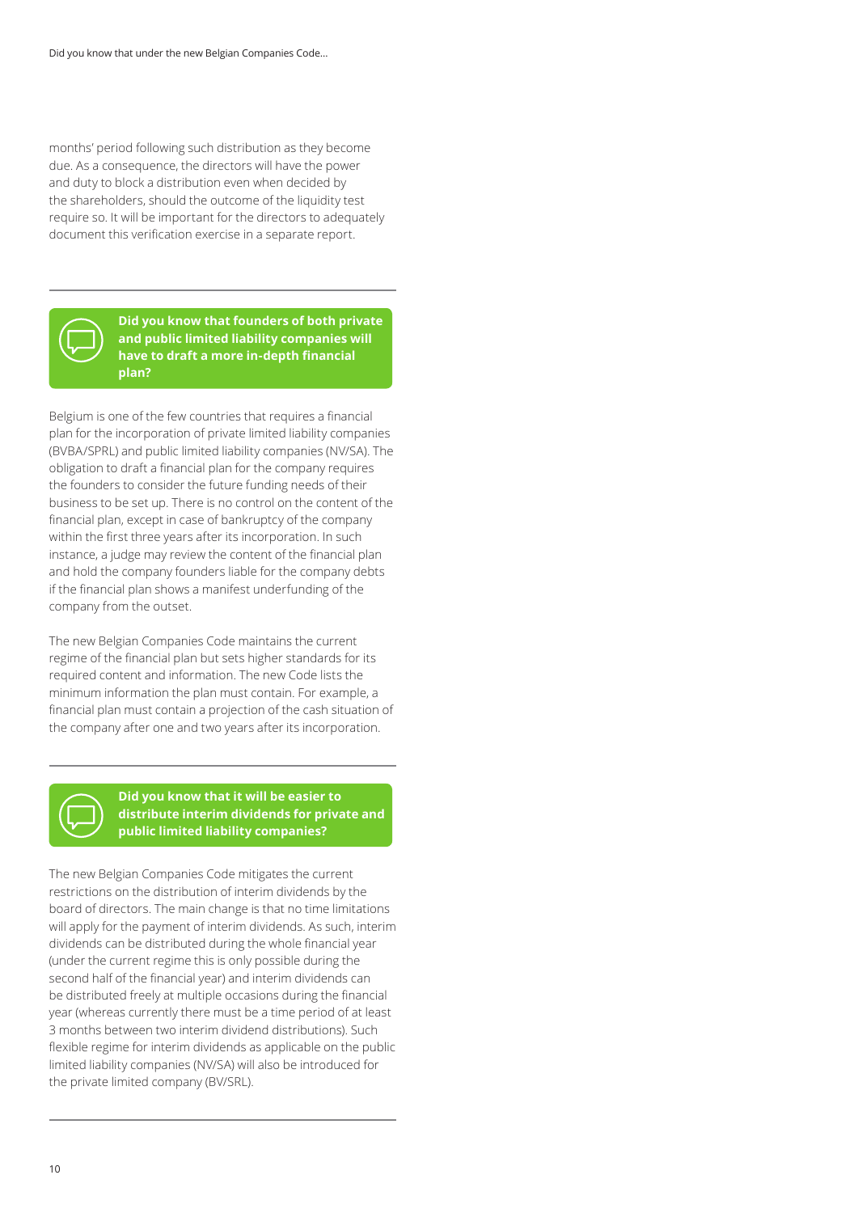months' period following such distribution as they become due. As a consequence, the directors will have the power and duty to block a distribution even when decided by the shareholders, should the outcome of the liquidity test require so. It will be important for the directors to adequately document this verification exercise in a separate report.

---

## Did you know that founders of both private and public limited liability companies will have to draft a more in-depth financial plan?

Belgium is one of the few countries that requires a financial plan for the incorporation of private limited liability companies (BVBA/SPRL) and public limited liability companies (NV/SA). The obligation to draft a financial plan for the company requires the founders to consider the future funding needs of their business to be set up. There is no control on the content of the financial plan, except in case of bankruptcy of the company within the first three years after its incorporation. In such instance, a judge may review the content of the financial plan and hold the company founders liable for the company debts if the financial plan shows a manifest underfunding of the company from the outset.

The new Belgian Companies Code maintains the current regime of the financial plan but sets higher standards for its required content and information. The new Code lists the minimum information the plan must contain. For example, a financial plan must contain a projection of the cash situation of the company after one and two years after its incorporation.

---

## Did you know that it will be easier to distribute interim dividends for private and public limited liability companies?

The new Belgian Companies Code mitigates the current restrictions on the distribution of interim dividends by the board of directors. The main change is that no time limitations will apply for the payment of interim dividends. As such, interim dividends can be distributed during the whole financial year (under the current regime this is only possible during the second half of the financial year) and interim dividends can be distributed freely at multiple occasions during the financial year (whereas currently there must be a time period of at least 3 months between two interim dividend distributions). Such flexible regime for interim dividends as applicable on the public limited liability companies (NV/SA) will also be introduced for the private limited company (BV/SRL).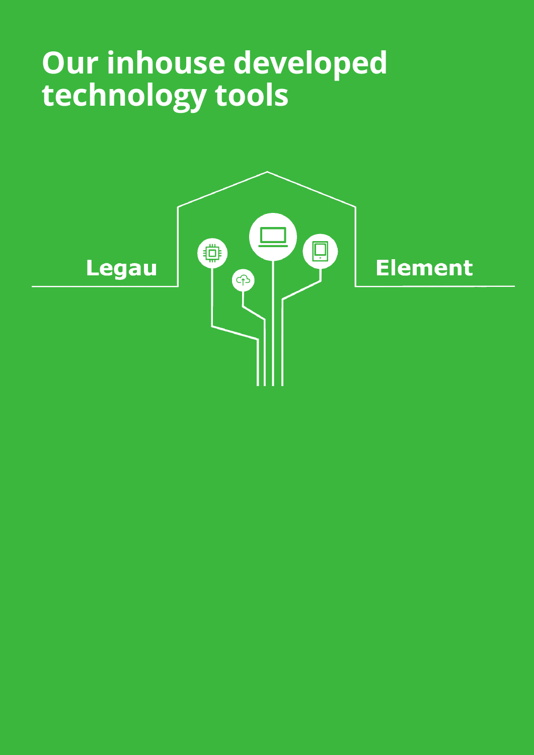# Our inhouse developed technology tools

Legau

Element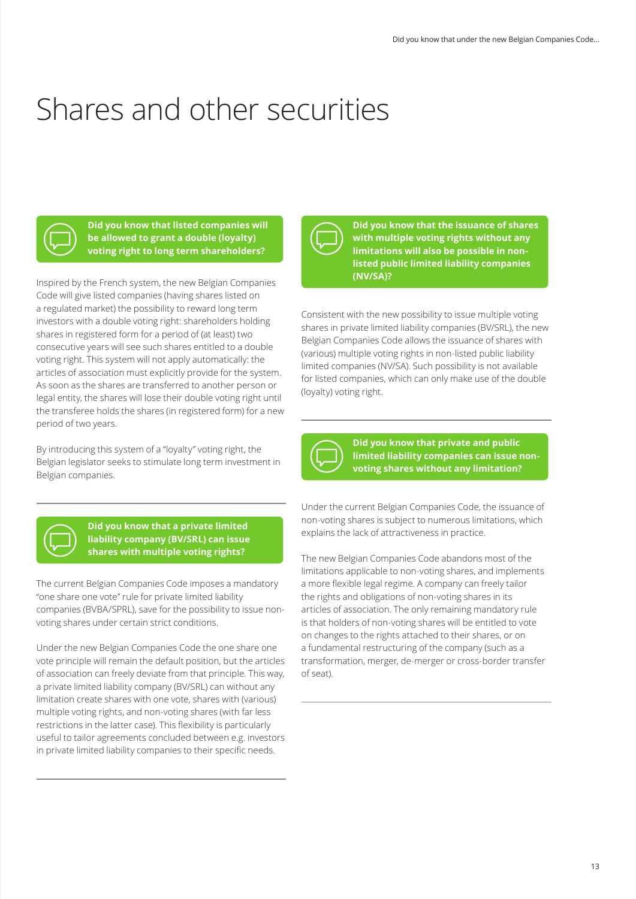# Shares and other securities

**Did you know that listed companies will be allowed to grant a double (loyalty) voting right to long term shareholders?**

Inspired by the French system, the new Belgian Companies Code will give listed companies (having shares listed on a regulated market) the possibility to reward long term investors with a double voting right: shareholders holding shares in registered form for a period of (at least) two consecutive years will see such shares entitled to a double voting right. This system will not apply automatically: the articles of association must explicitly provide for the system. As soon as the shares are transferred to another person or legal entity, the shares will lose their double voting right until the transferee holds the shares (in registered form) for a new period of two years.

By introducing this system of a "loyalty" voting right, the Belgian legislator seeks to stimulate long term investment in Belgian companies.

**Did you know that a private limited liability company (BV/SRL) can issue shares with multiple voting rights?**

The current Belgian Companies Code imposes a mandatory "one share one vote" rule for private limited liability companies (BVBA/SPRL), save for the possibility to issue non-voting shares under certain strict conditions.

Under the new Belgian Companies Code the one share one vote principle will remain the default position, but the articles of association can freely deviate from that principle. This way, a private limited liability company (BV/SRL) can without any limitation create shares with one vote, shares with (various) multiple voting rights, and non-voting shares (with far less restrictions in the latter case). This flexibility is particularly useful to tailor agreements concluded between e.g. investors in private limited liability companies to their specific needs.

**Did you know that the issuance of shares with multiple voting rights without any limitations will also be possible in non-listed public limited liability companies (NV/SA)?**

Consistent with the new possibility to issue multiple voting shares in private limited liability companies (BV/SRL), the new Belgian Companies Code allows the issuance of shares with (various) multiple voting rights in non-listed public liability limited companies (NV/SA). Such possibility is not available for listed companies, which can only make use of the double (loyalty) voting right.

**Did you know that private and public limited liability companies can issue non-voting shares without any limitation?**

Under the current Belgian Companies Code, the issuance of non-voting shares is subject to numerous limitations, which explains the lack of attractiveness in practice.

The new Belgian Companies Code abandons most of the limitations applicable to non-voting shares, and implements a more flexible legal regime. A company can freely tailor the rights and obligations of non-voting shares in its articles of association. The only remaining mandatory rule is that holders of non-voting shares will be entitled to vote on changes to the rights attached to their shares, or on a fundamental restructuring of the company (such as a transformation, merger, de-merger or cross-border transfer of seat).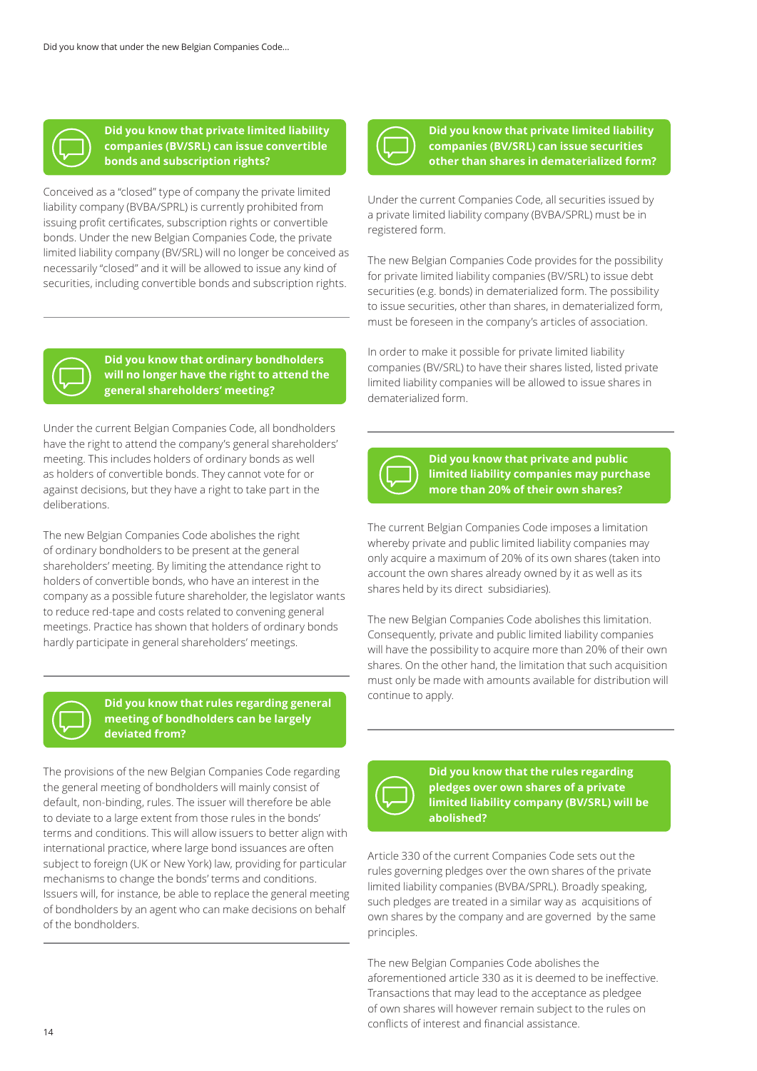## Did you know that private limited liability companies (BV/SRL) can issue convertible bonds and subscription rights?

Conceived as a "closed" type of company the private limited liability company (BVBA/SPRL) is currently prohibited from issuing profit certificates, subscription rights or convertible bonds. Under the new Belgian Companies Code, the private limited liability company (BV/SRL) will no longer be conceived as necessarily "closed" and it will be allowed to issue any kind of securities, including convertible bonds and subscription rights.

## Did you know that ordinary bondholders will no longer have the right to attend the general shareholders' meeting?

Under the current Belgian Companies Code, all bondholders have the right to attend the company's general shareholders' meeting. This includes holders of ordinary bonds as well as holders of convertible bonds. They cannot vote for or against decisions, but they have a right to take part in the deliberations.

The new Belgian Companies Code abolishes the right of ordinary bondholders to be present at the general shareholders' meeting. By limiting the attendance right to holders of convertible bonds, who have an interest in the company as a possible future shareholder, the legislator wants to reduce red-tape and costs related to convening general meetings. Practice has shown that holders of ordinary bonds hardly participate in general shareholders' meetings.

## Did you know that rules regarding general meeting of bondholders can be largely deviated from?

The provisions of the new Belgian Companies Code regarding the general meeting of bondholders will mainly consist of default, non-binding, rules. The issuer will therefore be able to deviate to a large extent from those rules in the bonds' terms and conditions. This will allow issuers to better align with international practice, where large bond issuances are often subject to foreign (UK or New York) law, providing for particular mechanisms to change the bonds' terms and conditions. Issuers will, for instance, be able to replace the general meeting of bondholders by an agent who can make decisions on behalf of the bondholders.

## Did you know that private limited liability companies (BV/SRL) can issue securities other than shares in dematerialized form?

Under the current Companies Code, all securities issued by a private limited liability company (BVBA/SPRL) must be in registered form.

The new Belgian Companies Code provides for the possibility for private limited liability companies (BV/SRL) to issue debt securities (e.g. bonds) in dematerialized form. The possibility to issue securities, other than shares, in dematerialized form, must be foreseen in the company's articles of association.

In order to make it possible for private limited liability companies (BV/SRL) to have their shares listed, listed private limited liability companies will be allowed to issue shares in dematerialized form.

## Did you know that private and public limited liability companies may purchase more than 20% of their own shares?

The current Belgian Companies Code imposes a limitation whereby private and public limited liability companies may only acquire a maximum of 20% of its own shares (taken into account the own shares already owned by it as well as its shares held by its direct subsidiaries).

The new Belgian Companies Code abolishes this limitation. Consequently, private and public limited liability companies will have the possibility to acquire more than 20% of their own shares. On the other hand, the limitation that such acquisition must only be made with amounts available for distribution will continue to apply.

## Did you know that the rules regarding pledges over own shares of a private limited liability company (BV/SRL) will be abolished?

Article 330 of the current Companies Code sets out the rules governing pledges over the own shares of the private limited liability companies (BVBA/SPRL). Broadly speaking, such pledges are treated in a similar way as acquisitions of own shares by the company and are governed by the same principles.

The new Belgian Companies Code abolishes the aforementioned article 330 as it is deemed to be ineffective. Transactions that may lead to the acceptance as pledgee of own shares will however remain subject to the rules on conflicts of interest and financial assistance.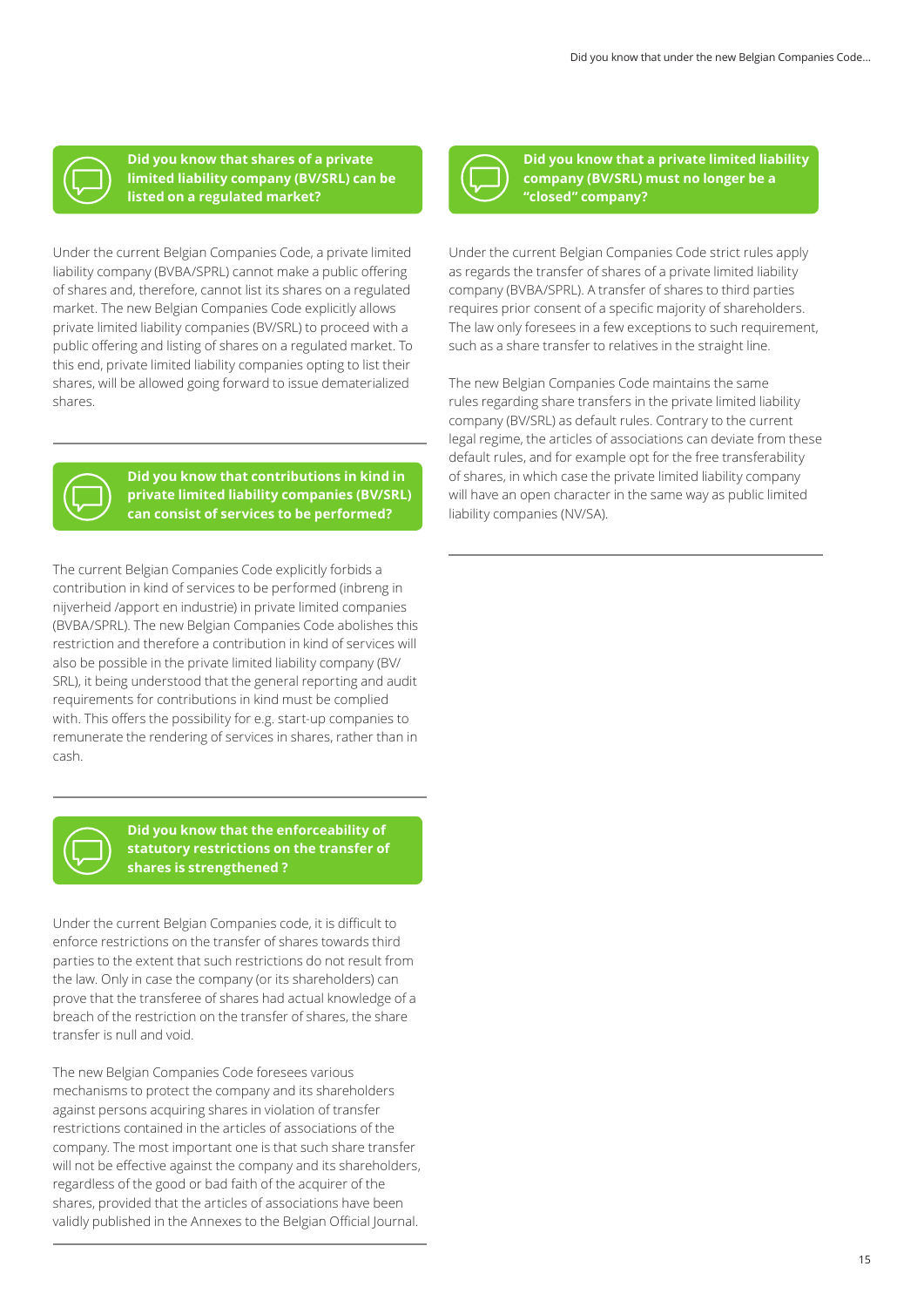### Did you know that shares of a private limited liability company (BV/SRL) can be listed on a regulated market?

Under the current Belgian Companies Code, a private limited liability company (BVBA/SPRL) cannot make a public offering of shares and, therefore, cannot list its shares on a regulated market. The new Belgian Companies Code explicitly allows private limited liability companies (BV/SRL) to proceed with a public offering and listing of shares on a regulated market. To this end, private limited liability companies opting to list their shares, will be allowed going forward to issue dematerialized shares.

### Did you know that contributions in kind in private limited liability companies (BV/SRL) can consist of services to be performed?

The current Belgian Companies Code explicitly forbids a contribution in kind of services to be performed (inbreng in nijverheid /apport en industrie) in private limited companies (BVBA/SPRL). The new Belgian Companies Code abolishes this restriction and therefore a contribution in kind of services will also be possible in the private limited liability company (BV/SRL), it being understood that the general reporting and audit requirements for contributions in kind must be complied with. This offers the possibility for e.g. start-up companies to remunerate the rendering of services in shares, rather than in cash.

### Did you know that the enforceability of statutory restrictions on the transfer of shares is strengthened ?

Under the current Belgian Companies code, it is difficult to enforce restrictions on the transfer of shares towards third parties to the extent that such restrictions do not result from the law. Only in case the company (or its shareholders) can prove that the transferee of shares had actual knowledge of a breach of the restriction on the transfer of shares, the share transfer is null and void.

The new Belgian Companies Code foresees various mechanisms to protect the company and its shareholders against persons acquiring shares in violation of transfer restrictions contained in the articles of associations of the company. The most important one is that such share transfer will not be effective against the company and its shareholders, regardless of the good or bad faith of the acquirer of the shares, provided that the articles of associations have been validly published in the Annexes to the Belgian Official Journal.

### Did you know that a private limited liability company (BV/SRL) must no longer be a "closed" company?

Under the current Belgian Companies Code strict rules apply as regards the transfer of shares of a private limited liability company (BVBA/SPRL). A transfer of shares to third parties requires prior consent of a specific majority of shareholders. The law only foresees in a few exceptions to such requirement, such as a share transfer to relatives in the straight line.

The new Belgian Companies Code maintains the same rules regarding share transfers in the private limited liability company (BV/SRL) as default rules. Contrary to the current legal regime, the articles of associations can deviate from these default rules, and for example opt for the free transferability of shares, in which case the private limited liability company will have an open character in the same way as public limited liability companies (NV/SA).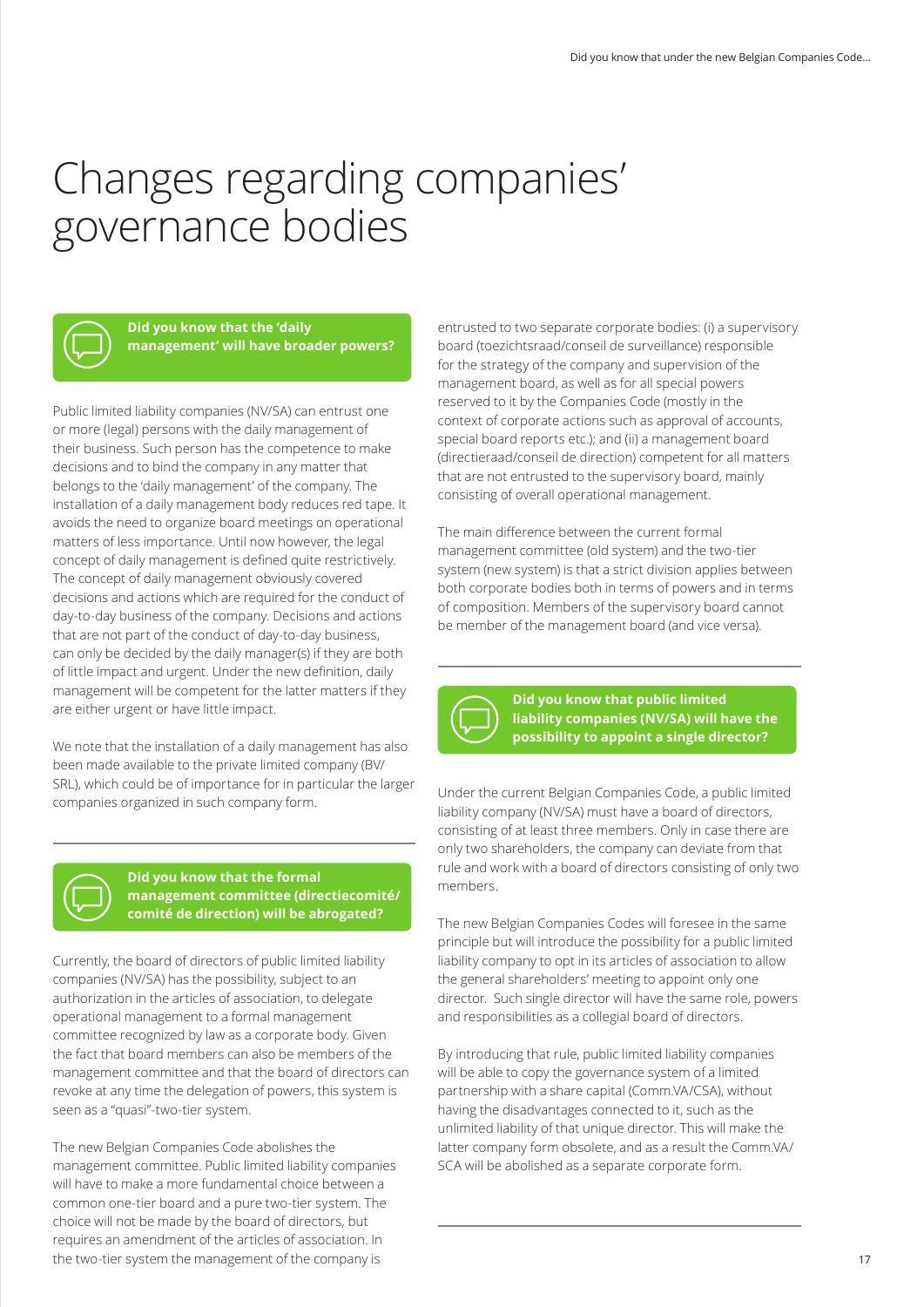# Changes regarding companies' governance bodies

### Did you know that the 'daily management' will have broader powers?

Public limited liability companies (NV/SA) can entrust one or more (legal) persons with the daily management of their business. Such person has the competence to make decisions and to bind the company in any matter that belongs to the 'daily management' of the company. The installation of a daily management body reduces red tape. It avoids the need to organize board meetings on operational matters of less importance. Until now however, the legal concept of daily management is defined quite restrictively. The concept of daily management obviously covered decisions and actions which are required for the conduct of day-to-day business of the company. Decisions and actions that are not part of the conduct of day-to-day business, can only be decided by the daily manager(s) if they are both of little impact and urgent. Under the new definition, daily management will be competent for the latter matters if they are either urgent or have little impact.

We note that the installation of a daily management has also been made available to the private limited company (BV/SRL), which could be of importance for in particular the larger companies organized in such company form.

### Did you know that the formal management committee (directiecomité/comité de direction) will be abrogated?

Currently, the board of directors of public limited liability companies (NV/SA) has the possibility, subject to an authorization in the articles of association, to delegate operational management to a formal management committee recognized by law as a corporate body. Given the fact that board members can also be members of the management committee and that the board of directors can revoke at any time the delegation of powers, this system is seen as a "quasi"-two-tier system.

The new Belgian Companies Code abolishes the management committee. Public limited liability companies will have to make a more fundamental choice between a common one-tier board and a pure two-tier system. The choice will not be made by the board of directors, but requires an amendment of the articles of association. In the two-tier system the management of the company is entrusted to two separate corporate bodies: (i) a supervisory board (toezichtsraad/conseil de surveillance) responsible for the strategy of the company and supervision of the management board, as well as for all special powers reserved to it by the Companies Code (mostly in the context of corporate actions such as approval of accounts, special board reports etc.); and (ii) a management board (directieraad/conseil de direction) competent for all matters that are not entrusted to the supervisory board, mainly consisting of overall operational management.

The main difference between the current formal management committee (old system) and the two-tier system (new system) is that a strict division applies between both corporate bodies both in terms of powers and in terms of composition. Members of the supervisory board cannot be member of the management board (and vice versa).

### Did you know that public limited liability companies (NV/SA) will have the possibility to appoint a single director?

Under the current Belgian Companies Code, a public limited liability company (NV/SA) must have a board of directors, consisting of at least three members. Only in case there are only two shareholders, the company can deviate from that rule and work with a board of directors consisting of only two members.

The new Belgian Companies Codes will foresee in the same principle but will introduce the possibility for a public limited liability company to opt in its articles of association to allow the general shareholders' meeting to appoint only one director. Such single director will have the same role, powers and responsibilities as a collegial board of directors.

By introducing that rule, public limited liability companies will be able to copy the governance system of a limited partnership with a share capital (Comm.VA/CSA), without having the disadvantages connected to it, such as the unlimited liability of that unique director. This will make the latter company form obsolete, and as a result the Comm.VA/SCA will be abolished as a separate corporate form.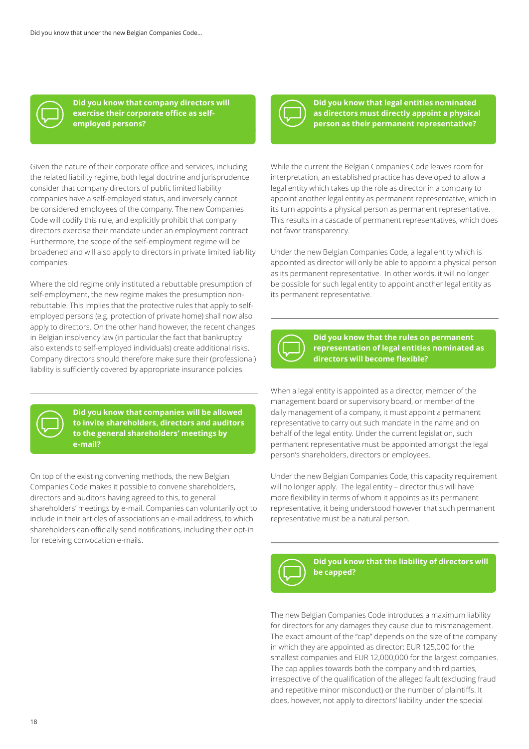## Did you know that company directors will exercise their corporate office as self-employed persons?

Given the nature of their corporate office and services, including the related liability regime, both legal doctrine and jurisprudence consider that company directors of public limited liability companies have a self-employed status, and inversely cannot be considered employees of the company. The new Companies Code will codify this rule, and explicitly prohibit that company directors exercise their mandate under an employment contract. Furthermore, the scope of the self-employment regime will be broadened and will also apply to directors in private limited liability companies.

Where the old regime only instituted a rebuttable presumption of self-employment, the new regime makes the presumption non-rebuttable. This implies that the protective rules that apply to self-employed persons (e.g. protection of private home) shall now also apply to directors. On the other hand however, the recent changes in Belgian insolvency law (in particular the fact that bankruptcy also extends to self-employed individuals) create additional risks. Company directors should therefore make sure their (professional) liability is sufficiently covered by appropriate insurance policies.

## Did you know that companies will be allowed to invite shareholders, directors and auditors to the general shareholders' meetings by e-mail?

On top of the existing convening methods, the new Belgian Companies Code makes it possible to convene shareholders, directors and auditors having agreed to this, to general shareholders' meetings by e-mail. Companies can voluntarily opt to include in their articles of associations an e-mail address, to which shareholders can officially send notifications, including their opt-in for receiving convocation e-mails.

## Did you know that legal entities nominated as directors must directly appoint a physical person as their permanent representative?

While the current the Belgian Companies Code leaves room for interpretation, an established practice has developed to allow a legal entity which takes up the role as director in a company to appoint another legal entity as permanent representative, which in its turn appoints a physical person as permanent representative. This results in a cascade of permanent representatives, which does not favor transparency.

Under the new Belgian Companies Code, a legal entity which is appointed as director will only be able to appoint a physical person as its permanent representative. In other words, it will no longer be possible for such legal entity to appoint another legal entity as its permanent representative.

## Did you know that the rules on permanent representation of legal entities nominated as directors will become flexible?

When a legal entity is appointed as a director, member of the management board or supervisory board, or member of the daily management of a company, it must appoint a permanent representative to carry out such mandate in the name and on behalf of the legal entity. Under the current legislation, such permanent representative must be appointed amongst the legal person's shareholders, directors or employees.

Under the new Belgian Companies Code, this capacity requirement will no longer apply. The legal entity – director thus will have more flexibility in terms of whom it appoints as its permanent representative, it being understood however that such permanent representative must be a natural person.

## Did you know that the liability of directors will be capped?

The new Belgian Companies Code introduces a maximum liability for directors for any damages they cause due to mismanagement. The exact amount of the "cap" depends on the size of the company in which they are appointed as director: EUR 125,000 for the smallest companies and EUR 12,000,000 for the largest companies. The cap applies towards both the company and third parties, irrespective of the qualification of the alleged fault (excluding fraud and repetitive minor misconduct) or the number of plaintiffs. It does, however, not apply to directors' liability under the special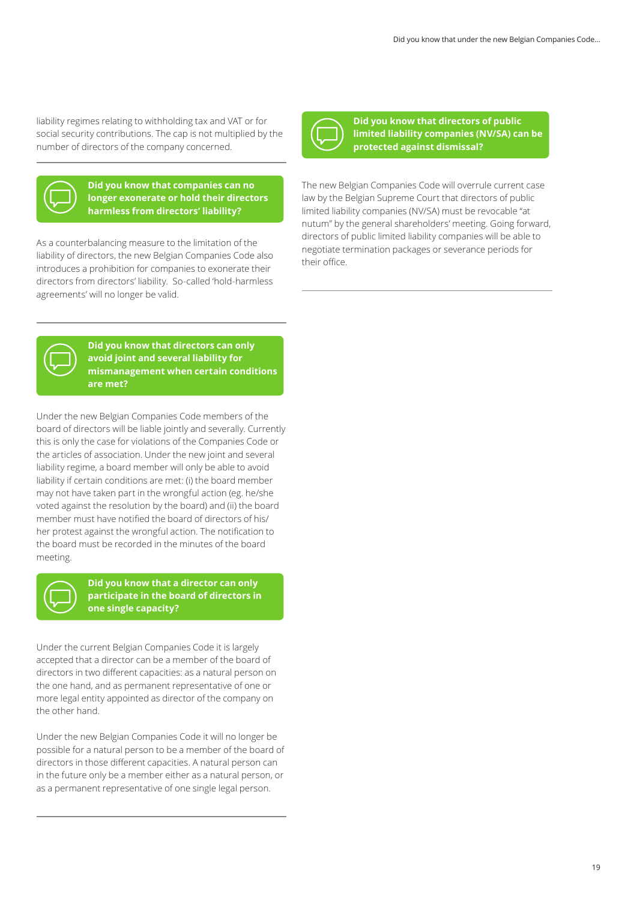liability regimes relating to withholding tax and VAT or for social security contributions. The cap is not multiplied by the number of directors of the company concerned.

## Did you know that companies can no longer exonerate or hold their directors harmless from directors' liability?

As a counterbalancing measure to the limitation of the liability of directors, the new Belgian Companies Code also introduces a prohibition for companies to exonerate their directors from directors' liability. So-called 'hold-harmless agreements' will no longer be valid.

## Did you know that directors can only avoid joint and several liability for mismanagement when certain conditions are met?

Under the new Belgian Companies Code members of the board of directors will be liable jointly and severally. Currently this is only the case for violations of the Companies Code or the articles of association. Under the new joint and several liability regime, a board member will only be able to avoid liability if certain conditions are met: (i) the board member may not have taken part in the wrongful action (eg. he/she voted against the resolution by the board) and (ii) the board member must have notified the board of directors of his/her protest against the wrongful action. The notification to the board must be recorded in the minutes of the board meeting.

## Did you know that a director can only participate in the board of directors in one single capacity?

Under the current Belgian Companies Code it is largely accepted that a director can be a member of the board of directors in two different capacities: as a natural person on the one hand, and as permanent representative of one or more legal entity appointed as director of the company on the other hand.

Under the new Belgian Companies Code it will no longer be possible for a natural person to be a member of the board of directors in those different capacities. A natural person can in the future only be a member either as a natural person, or as a permanent representative of one single legal person.

## Did you know that directors of public limited liability companies (NV/SA) can be protected against dismissal?

The new Belgian Companies Code will overrule current case law by the Belgian Supreme Court that directors of public limited liability companies (NV/SA) must be revocable "at nutum" by the general shareholders' meeting. Going forward, directors of public limited liability companies will be able to negotiate termination packages or severance periods for their office.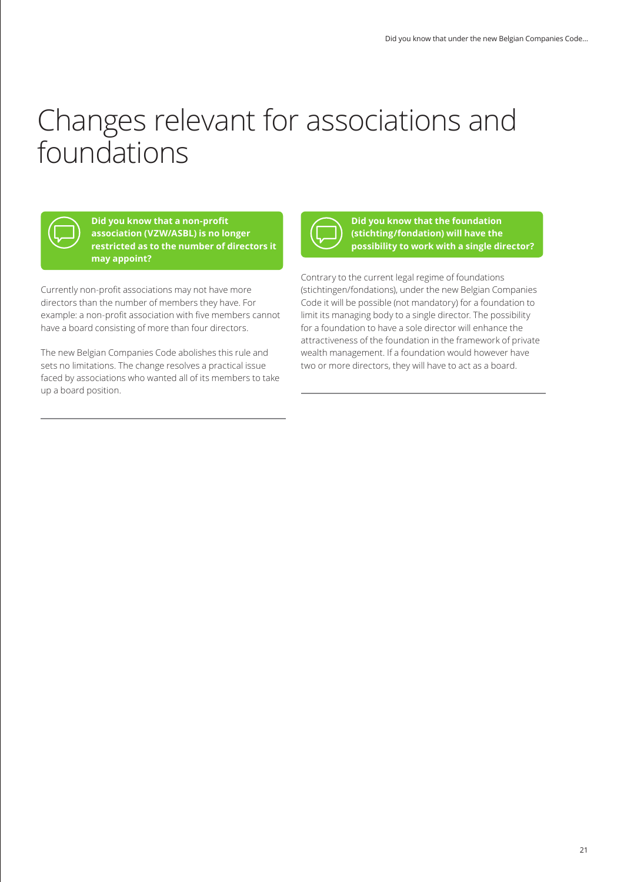# Changes relevant for associations and foundations

**Did you know that a non-profit association (VZW/ASBL) is no longer restricted as to the number of directors it may appoint?**

Currently non-profit associations may not have more directors than the number of members they have. For example: a non-profit association with five members cannot have a board consisting of more than four directors.

The new Belgian Companies Code abolishes this rule and sets no limitations. The change resolves a practical issue faced by associations who wanted all of its members to take up a board position.

**Did you know that the foundation (stichting/fondation) will have the possibility to work with a single director?**

Contrary to the current legal regime of foundations (stichtingen/fondations), under the new Belgian Companies Code it will be possible (not mandatory) for a foundation to limit its managing body to a single director. The possibility for a foundation to have a sole director will enhance the attractiveness of the foundation in the framework of private wealth management. If a foundation would however have two or more directors, they will have to act as a board.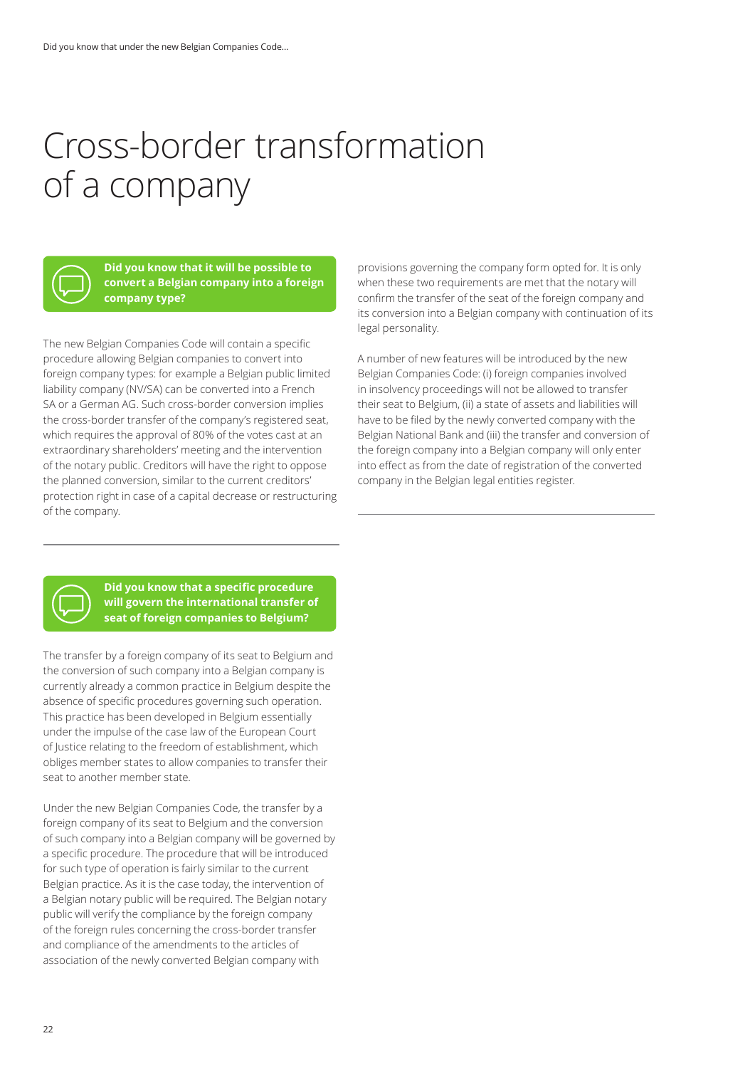# Cross-border transformation of a company

**Did you know that it will be possible to convert a Belgian company into a foreign company type?**

The new Belgian Companies Code will contain a specific procedure allowing Belgian companies to convert into foreign company types: for example a Belgian public limited liability company (NV/SA) can be converted into a French SA or a German AG. Such cross-border conversion implies the cross-border transfer of the company's registered seat, which requires the approval of 80% of the votes cast at an extraordinary shareholders' meeting and the intervention of the notary public. Creditors will have the right to oppose the planned conversion, similar to the current creditors' protection right in case of a capital decrease or restructuring of the company.

**Did you know that a specific procedure will govern the international transfer of seat of foreign companies to Belgium?**

The transfer by a foreign company of its seat to Belgium and the conversion of such company into a Belgian company is currently already a common practice in Belgium despite the absence of specific procedures governing such operation. This practice has been developed in Belgium essentially under the impulse of the case law of the European Court of Justice relating to the freedom of establishment, which obliges member states to allow companies to transfer their seat to another member state.

Under the new Belgian Companies Code, the transfer by a foreign company of its seat to Belgium and the conversion of such company into a Belgian company will be governed by a specific procedure. The procedure that will be introduced for such type of operation is fairly similar to the current Belgian practice. As it is the case today, the intervention of a Belgian notary public will be required. The Belgian notary public will verify the compliance by the foreign company of the foreign rules concerning the cross-border transfer and compliance of the amendments to the articles of association of the newly converted Belgian company with provisions governing the company form opted for. It is only when these two requirements are met that the notary will confirm the transfer of the seat of the foreign company and its conversion into a Belgian company with continuation of its legal personality.

A number of new features will be introduced by the new Belgian Companies Code: (i) foreign companies involved in insolvency proceedings will not be allowed to transfer their seat to Belgium, (ii) a state of assets and liabilities will have to be filed by the newly converted company with the Belgian National Bank and (iii) the transfer and conversion of the foreign company into a Belgian company will only enter into effect as from the date of registration of the converted company in the Belgian legal entities register.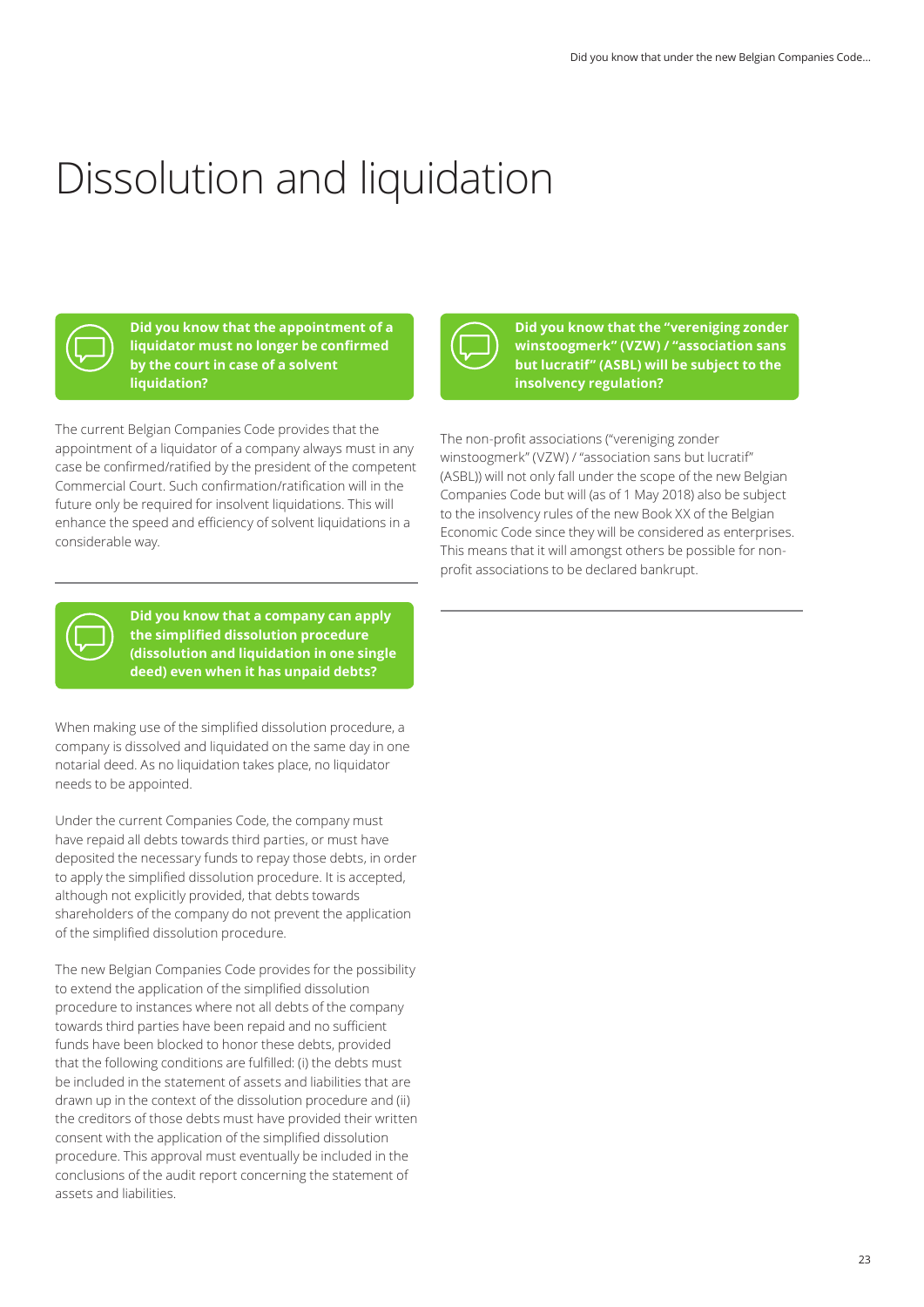# Dissolution and liquidation

**Did you know that the appointment of a liquidator must no longer be confirmed by the court in case of a solvent liquidation?**

The current Belgian Companies Code provides that the appointment of a liquidator of a company always must in any case be confirmed/ratified by the president of the competent Commercial Court. Such confirmation/ratification will in the future only be required for insolvent liquidations. This will enhance the speed and efficiency of solvent liquidations in a considerable way.

---

**Did you know that a company can apply the simplified dissolution procedure (dissolution and liquidation in one single deed) even when it has unpaid debts?**

When making use of the simplified dissolution procedure, a company is dissolved and liquidated on the same day in one notarial deed. As no liquidation takes place, no liquidator needs to be appointed.

Under the current Companies Code, the company must have repaid all debts towards third parties, or must have deposited the necessary funds to repay those debts, in order to apply the simplified dissolution procedure. It is accepted, although not explicitly provided, that debts towards shareholders of the company do not prevent the application of the simplified dissolution procedure.

The new Belgian Companies Code provides for the possibility to extend the application of the simplified dissolution procedure to instances where not all debts of the company towards third parties have been repaid and no sufficient funds have been blocked to honor these debts, provided that the following conditions are fulfilled: (i) the debts must be included in the statement of assets and liabilities that are drawn up in the context of the dissolution procedure and (ii) the creditors of those debts must have provided their written consent with the application of the simplified dissolution procedure. This approval must eventually be included in the conclusions of the audit report concerning the statement of assets and liabilities.

**Did you know that the "vereniging zonder winstoogmerk" (VZW) / "association sans but lucratif" (ASBL) will be subject to the insolvency regulation?**

The non-profit associations ("vereniging zonder winstoogmerk" (VZW) / "association sans but lucratif" (ASBL)) will not only fall under the scope of the new Belgian Companies Code but will (as of 1 May 2018) also be subject to the insolvency rules of the new Book XX of the Belgian Economic Code since they will be considered as enterprises. This means that it will amongst others be possible for non-profit associations to be declared bankrupt.

---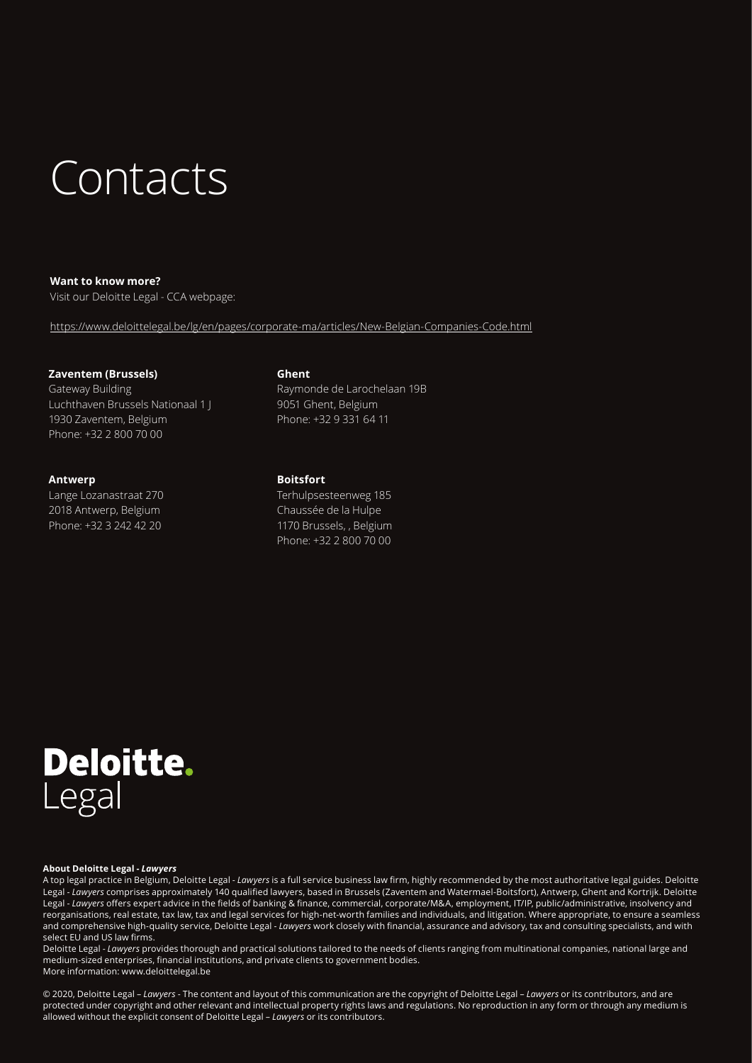# Contacts

**Want to know more?**
Visit our Deloitte Legal - CCA webpage:

https://www.deloittelegal.be/lg/en/pages/corporate-ma/articles/New-Belgian-Companies-Code.html

**Zaventem (Brussels)**
Gateway Building
Luchthaven Brussels Nationaal 1 J
1930 Zaventem, Belgium
Phone: +32 2 800 70 00

**Ghent**
Raymonde de Larochelaan 19B
9051 Ghent, Belgium
Phone: +32 9 331 64 11

**Antwerp**
Lange Lozanastraat 270
2018 Antwerp, Belgium
Phone: +32 3 242 42 20

**Boitsfort**
Terhulpsesteenweg 185
Chaussée de la Hulpe
1170 Brussels, , Belgium
Phone: +32 2 800 70 00

**Deloitte.**
Legal

**About Deloitte Legal - *Lawyers***
A top legal practice in Belgium, Deloitte Legal - *Lawyers* is a full service business law firm, highly recommended by the most authoritative legal guides. Deloitte Legal - *Lawyers* comprises approximately 140 qualified lawyers, based in Brussels (Zaventem and Watermael-Boitsfort), Antwerp, Ghent and Kortrijk. Deloitte Legal - *Lawyers* offers expert advice in the fields of banking & finance, commercial, corporate/M&A, employment, IT/IP, public/administrative, insolvency and reorganisations, real estate, tax law, tax and legal services for high-net-worth families and individuals, and litigation. Where appropriate, to ensure a seamless and comprehensive high-quality service, Deloitte Legal - *Lawyers* work closely with financial, assurance and advisory, tax and consulting specialists, and with select EU and US law firms.
Deloitte Legal - *Lawyers* provides thorough and practical solutions tailored to the needs of clients ranging from multinational companies, national large and medium-sized enterprises, financial institutions, and private clients to government bodies.
More information: www.deloittelegal.be

© 2020, Deloitte Legal – *Lawyers* - The content and layout of this communication are the copyright of Deloitte Legal – *Lawyers* or its contributors, and are protected under copyright and other relevant and intellectual property rights laws and regulations. No reproduction in any form or through any medium is allowed without the explicit consent of Deloitte Legal – *Lawyers* or its contributors.